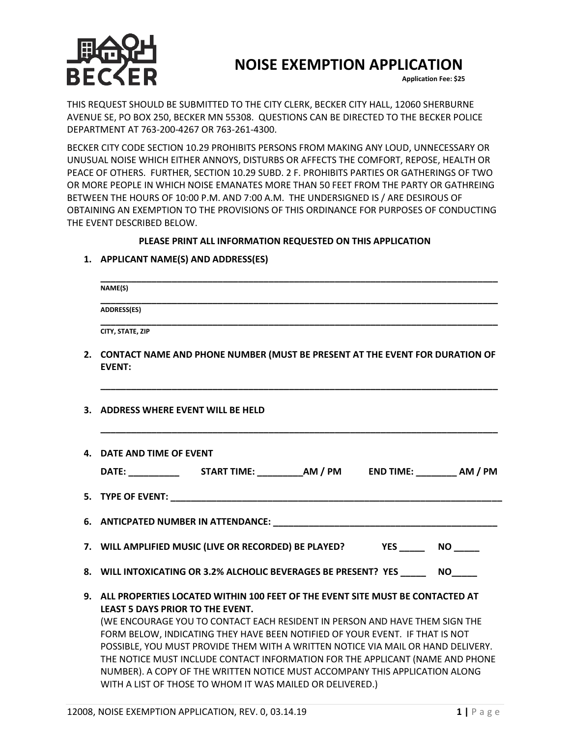# NOISE EXEMPTION APPLICATION

**Application Fee: $25**

THIS REQUEST SHOULD BE SUBMITTED TO THE CITY CLERK, BECKER CITY HALL, 12060 SHERBURNE AVENUE SE, PO BOX 250, BECKER MN 55308. QUESTIONS CAN BE DIRECTED TO THE BECKER POLICE DEPARTMENT AT 763-200-4267 OR 763-261-4300.

BECKER CITY CODE SECTION 10.29 PROHIBITS PERSONS FROM MAKING ANY LOUD, UNNECESSARY OR UNUSUAL NOISE WHICH EITHER ANNOYS, DISTURBS OR AFFECTS THE COMFORT, REPOSE, HEALTH OR PEACE OF OTHERS. FURTHER, SECTION 10.29 SUBD. 2 F. PROHIBITS PARTIES OR GATHERINGS OF TWO OR MORE PEOPLE IN WHICH NOISE EMANATES MORE THAN 50 FEET FROM THE PARTY OR GATHREING BETWEEN THE HOURS OF 10:00 P.M. AND 7:00 A.M. THE UNDERSIGNED IS / ARE DESIROUS OF OBTAINING AN EXEMPTION TO THE PROVISIONS OF THIS ORDINANCE FOR PURPOSES OF CONDUCTING THE EVENT DESCRIBED BELOW.

**PLEASE PRINT ALL INFORMATION REQUESTED ON THIS APPLICATION**

1. **APPLICANT NAME(S) AND ADDRESS(ES)**

   ______________________________________________
   **NAME(S)**

   ______________________________________________
   **ADDRESS(ES)**

   ______________________________________________
   **CITY, STATE, ZIP**

2. **CONTACT NAME AND PHONE NUMBER (MUST BE PRESENT AT THE EVENT FOR DURATION OF EVENT:**

   ______________________________________________

3. **ADDRESS WHERE EVENT WILL BE HELD**

   ______________________________________________

4. **DATE AND TIME OF EVENT**

   **DATE: __________ START TIME: _________AM / PM END TIME: ________ AM / PM**

5. **TYPE OF EVENT: ______________________________________________**

6. **ANTICPATED NUMBER IN ATTENDANCE: ______________________________**

7. **WILL AMPLIFIED MUSIC (LIVE OR RECORDED) BE PLAYED? YES _____ NO _____**

8. **WILL INTOXICATING OR 3.2% ALCHOLIC BEVERAGES BE PRESENT? YES _____ NO_____**

9. **ALL PROPERTIES LOCATED WITHIN 100 FEET OF THE EVENT SITE MUST BE CONTACTED AT LEAST 5 DAYS PRIOR TO THE EVENT.**
   (WE ENCOURAGE YOU TO CONTACT EACH RESIDENT IN PERSON AND HAVE THEM SIGN THE FORM BELOW, INDICATING THEY HAVE BEEN NOTIFIED OF YOUR EVENT. IF THAT IS NOT POSSIBLE, YOU MUST PROVIDE THEM WITH A WRITTEN NOTICE VIA MAIL OR HAND DELIVERY. THE NOTICE MUST INCLUDE CONTACT INFORMATION FOR THE APPLICANT (NAME AND PHONE NUMBER). A COPY OF THE WRITTEN NOTICE MUST ACCOMPANY THIS APPLICATION ALONG WITH A LIST OF THOSE TO WHOM IT WAS MAILED OR DELIVERED.)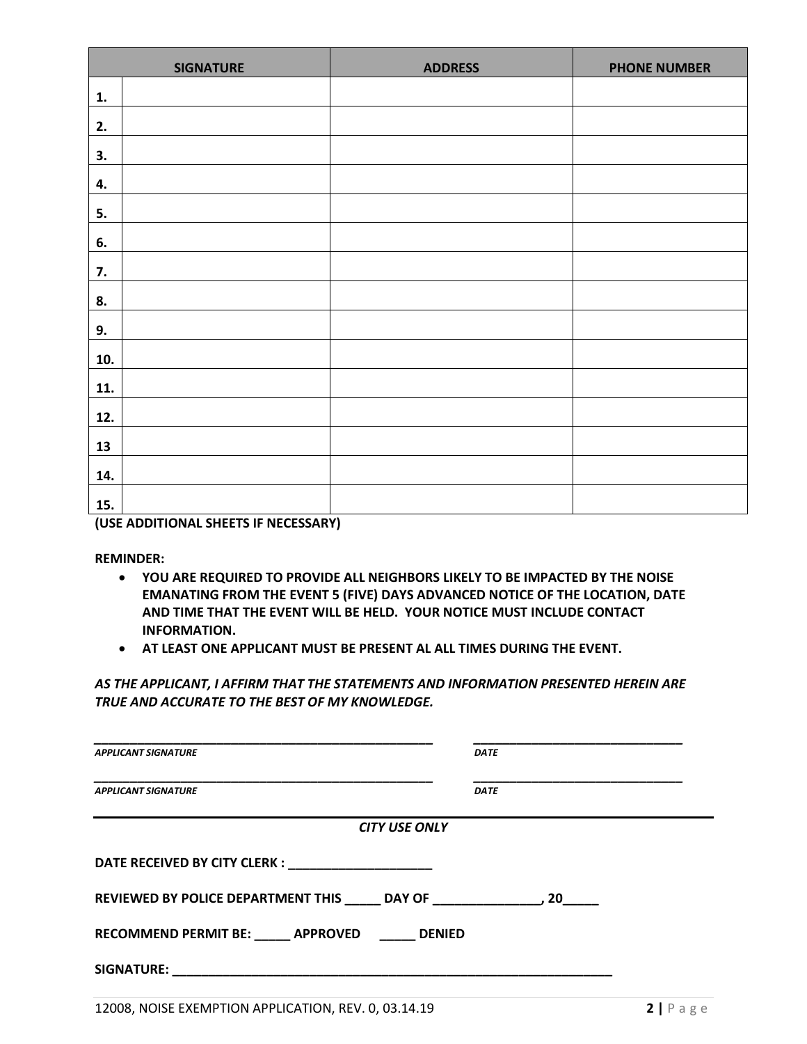| | SIGNATURE | ADDRESS | PHONE NUMBER |
|---|---|---|---|
| 1. | | | |
| 2. | | | |
| 3. | | | |
| 4. | | | |
| 5. | | | |
| 6. | | | |
| 7. | | | |
| 8. | | | |
| 9. | | | |
| 10. | | | |
| 11. | | | |
| 12. | | | |
| 13 | | | |
| 14. | | | |
| 15. | | | |

**(USE ADDITIONAL SHEETS IF NECESSARY)**

**REMINDER:**

- **YOU ARE REQUIRED TO PROVIDE ALL NEIGHBORS LIKELY TO BE IMPACTED BY THE NOISE EMANATING FROM THE EVENT 5 (FIVE) DAYS ADVANCED NOTICE OF THE LOCATION, DATE AND TIME THAT THE EVENT WILL BE HELD. YOUR NOTICE MUST INCLUDE CONTACT INFORMATION.**
- **AT LEAST ONE APPLICANT MUST BE PRESENT AL ALL TIMES DURING THE EVENT.**

***AS THE APPLICANT, I AFFIRM THAT THE STATEMENTS AND INFORMATION PRESENTED HEREIN ARE TRUE AND ACCURATE TO THE BEST OF MY KNOWLEDGE.***

_____________________________________________ _____________________________

***APPLICANT SIGNATURE*** ***DATE***

_____________________________________________ _____________________________

***APPLICANT SIGNATURE*** ***DATE***

***CITY USE ONLY***

**DATE RECEIVED BY CITY CLERK : ____________________**

**REVIEWED BY POLICE DEPARTMENT THIS _____ DAY OF _______________, 20_____**

**RECOMMEND PERMIT BE: _____ APPROVED _____ DENIED**

**SIGNATURE: _______________________________________________________________**

12008, NOISE EXEMPTION APPLICATION, REV. 0, 03.14.19